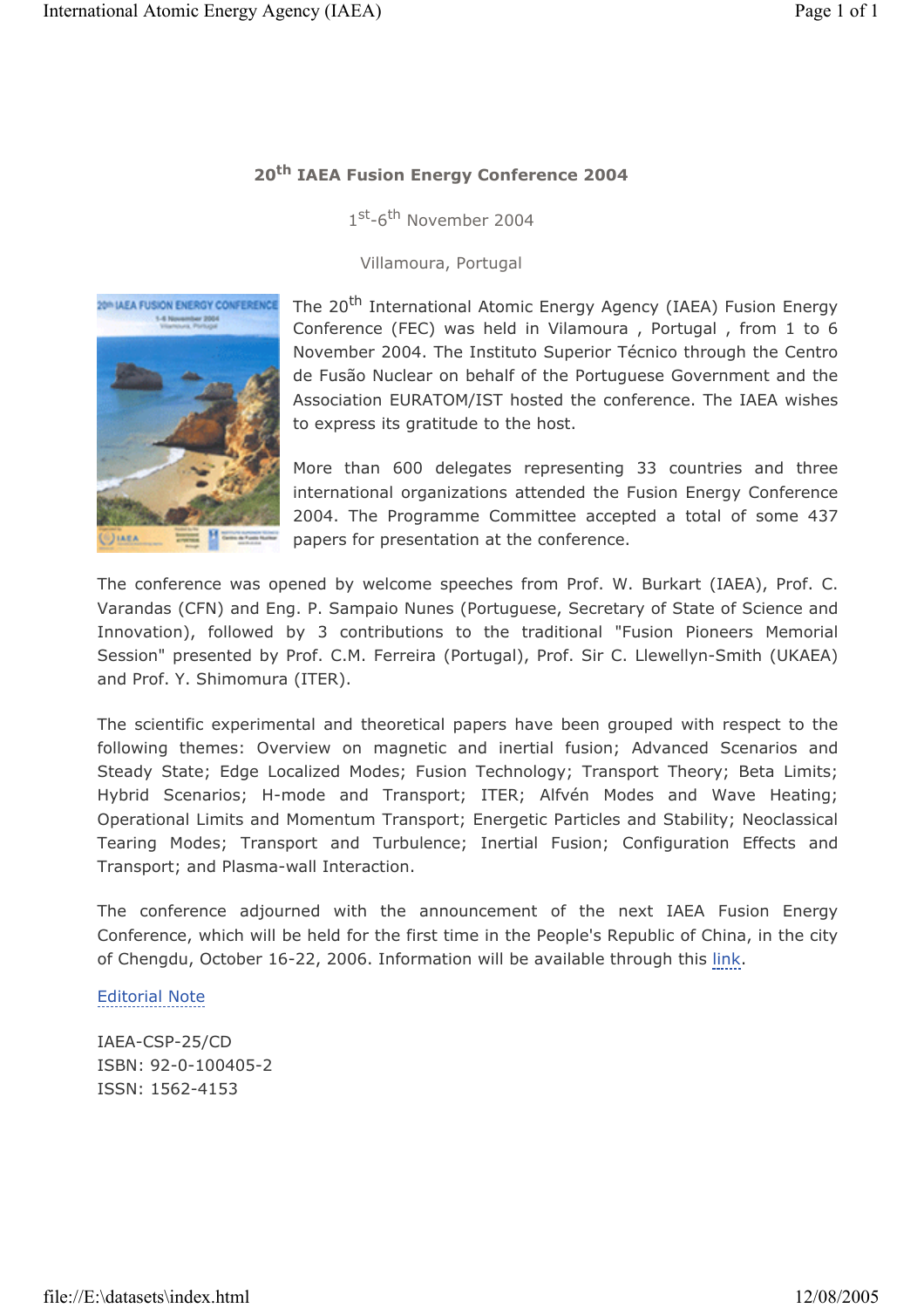# 20th IAEA Fusion Energy Conference 2004

1st-6th November 2004

Villamoura, Portugal

The 20th International Atomic Energy Agency (IAEA) Fusion Energy Conference (FEC) was held in Vilamoura , Portugal , from 1 to 6 November 2004. The Instituto Superior Técnico through the Centro de Fusão Nuclear on behalf of the Portuguese Government and the Association EURATOM/IST hosted the conference. The IAEA wishes to express its gratitude to the host.

More than 600 delegates representing 33 countries and three international organizations attended the Fusion Energy Conference 2004. The Programme Committee accepted a total of some 437 papers for presentation at the conference.

The conference was opened by welcome speeches from Prof. W. Burkart (IAEA), Prof. C. Varandas (CFN) and Eng. P. Sampaio Nunes (Portuguese, Secretary of State of Science and Innovation), followed by 3 contributions to the traditional "Fusion Pioneers Memorial Session" presented by Prof. C.M. Ferreira (Portugal), Prof. Sir C. Llewellyn-Smith (UKAEA) and Prof. Y. Shimomura (ITER).

The scientific experimental and theoretical papers have been grouped with respect to the following themes: Overview on magnetic and inertial fusion; Advanced Scenarios and Steady State; Edge Localized Modes; Fusion Technology; Transport Theory; Beta Limits; Hybrid Scenarios; H-mode and Transport; ITER; Alfvén Modes and Wave Heating; Operational Limits and Momentum Transport; Energetic Particles and Stability; Neoclassical Tearing Modes; Transport and Turbulence; Inertial Fusion; Configuration Effects and Transport; and Plasma-wall Interaction.

The conference adjourned with the announcement of the next IAEA Fusion Energy Conference, which will be held for the first time in the People's Republic of China, in the city of Chengdu, October 16-22, 2006. Information will be available through this link.

Editorial Note

IAEA-CSP-25/CD
ISBN: 92-0-100405-2
ISSN: 1562-4153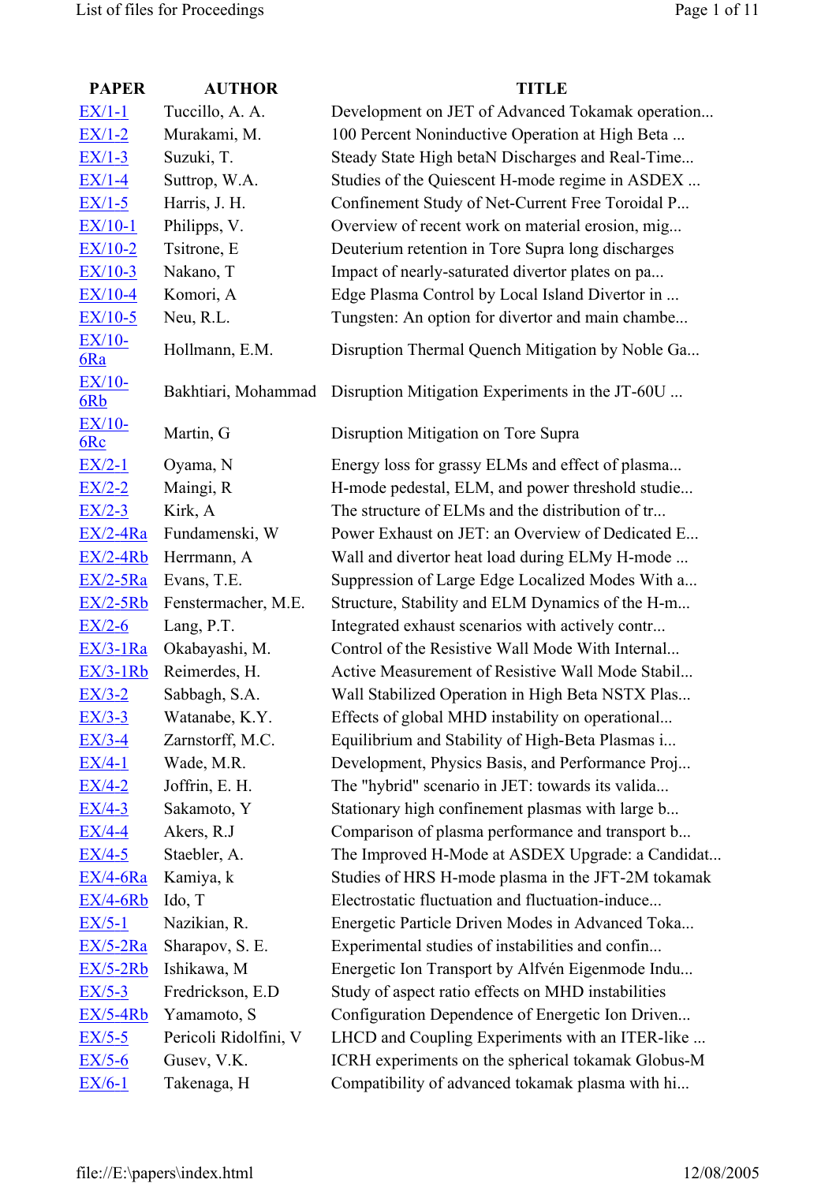| PAPER | AUTHOR | TITLE |
|---|---|---|
| EX/1-1 | Tuccillo, A. A. | Development on JET of Advanced Tokamak operation... |
| EX/1-2 | Murakami, M. | 100 Percent Noninductive Operation at High Beta ... |
| EX/1-3 | Suzuki, T. | Steady State High betaN Discharges and Real-Time... |
| EX/1-4 | Suttrop, W.A. | Studies of the Quiescent H-mode regime in ASDEX ... |
| EX/1-5 | Harris, J. H. | Confinement Study of Net-Current Free Toroidal P... |
| EX/10-1 | Philipps, V. | Overview of recent work on material erosion, mig... |
| EX/10-2 | Tsitrone, E | Deuterium retention in Tore Supra long discharges |
| EX/10-3 | Nakano, T | Impact of nearly-saturated divertor plates on pa... |
| EX/10-4 | Komori, A | Edge Plasma Control by Local Island Divertor in ... |
| EX/10-5 | Neu, R.L. | Tungsten: An option for divertor and main chambe... |
| EX/10-6Ra | Hollmann, E.M. | Disruption Thermal Quench Mitigation by Noble Ga... |
| EX/10-6Rb | Bakhtiari, Mohammad | Disruption Mitigation Experiments in the JT-60U ... |
| EX/10-6Rc | Martin, G | Disruption Mitigation on Tore Supra |
| EX/2-1 | Oyama, N | Energy loss for grassy ELMs and effect of plasma... |
| EX/2-2 | Maingi, R | H-mode pedestal, ELM, and power threshold studie... |
| EX/2-3 | Kirk, A | The structure of ELMs and the distribution of tr... |
| EX/2-4Ra | Fundamenski, W | Power Exhaust on JET: an Overview of Dedicated E... |
| EX/2-4Rb | Herrmann, A | Wall and divertor heat load during ELMy H-mode ... |
| EX/2-5Ra | Evans, T.E. | Suppression of Large Edge Localized Modes With a... |
| EX/2-5Rb | Fenstermacher, M.E. | Structure, Stability and ELM Dynamics of the H-m... |
| EX/2-6 | Lang, P.T. | Integrated exhaust scenarios with actively contr... |
| EX/3-1Ra | Okabayashi, M. | Control of the Resistive Wall Mode With Internal... |
| EX/3-1Rb | Reimerdes, H. | Active Measurement of Resistive Wall Mode Stabil... |
| EX/3-2 | Sabbagh, S.A. | Wall Stabilized Operation in High Beta NSTX Plas... |
| EX/3-3 | Watanabe, K.Y. | Effects of global MHD instability on operational... |
| EX/3-4 | Zarnstorff, M.C. | Equilibrium and Stability of High-Beta Plasmas i... |
| EX/4-1 | Wade, M.R. | Development, Physics Basis, and Performance Proj... |
| EX/4-2 | Joffrin, E. H. | The "hybrid" scenario in JET: towards its valida... |
| EX/4-3 | Sakamoto, Y | Stationary high confinement plasmas with large b... |
| EX/4-4 | Akers, R.J | Comparison of plasma performance and transport b... |
| EX/4-5 | Staebler, A. | The Improved H-Mode at ASDEX Upgrade: a Candidat... |
| EX/4-6Ra | Kamiya, k | Studies of HRS H-mode plasma in the JFT-2M tokamak |
| EX/4-6Rb | Ido, T | Electrostatic fluctuation and fluctuation-induce... |
| EX/5-1 | Nazikian, R. | Energetic Particle Driven Modes in Advanced Toka... |
| EX/5-2Ra | Sharapov, S. E. | Experimental studies of instabilities and confin... |
| EX/5-2Rb | Ishikawa, M | Energetic Ion Transport by Alfvén Eigenmode Indu... |
| EX/5-3 | Fredrickson, E.D | Study of aspect ratio effects on MHD instabilities |
| EX/5-4Rb | Yamamoto, S | Configuration Dependence of Energetic Ion Driven... |
| EX/5-5 | Pericoli Ridolfini, V | LHCD and Coupling Experiments with an ITER-like ... |
| EX/5-6 | Gusev, V.K. | ICRH experiments on the spherical tokamak Globus-M |
| EX/6-1 | Takenaga, H | Compatibility of advanced tokamak plasma with hi... |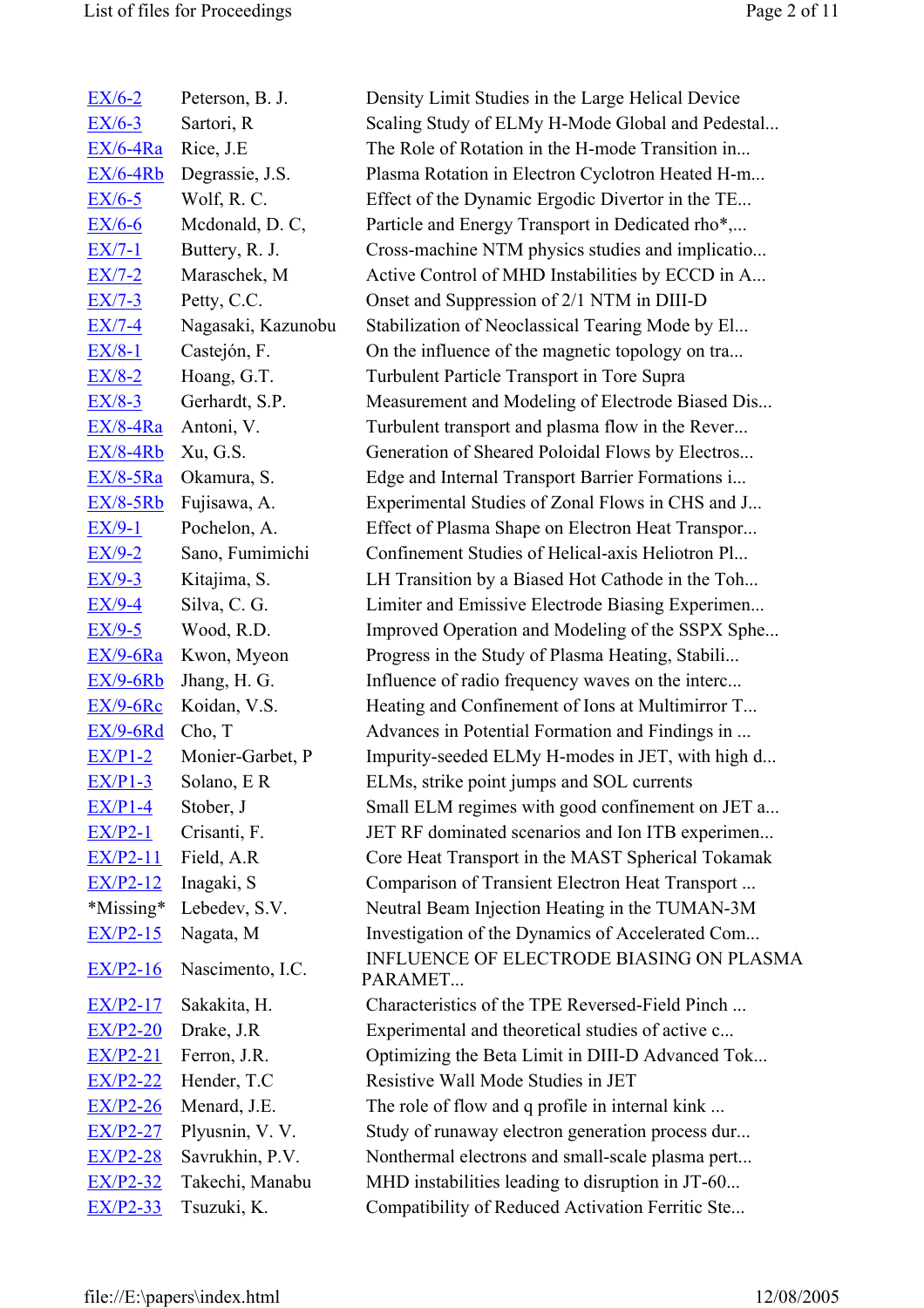| | | |
|---|---|---|
| EX/6-2 | Peterson, B. J. | Density Limit Studies in the Large Helical Device |
| EX/6-3 | Sartori, R | Scaling Study of ELMy H-Mode Global and Pedestal... |
| EX/6-4Ra | Rice, J.E | The Role of Rotation in the H-mode Transition in... |
| EX/6-4Rb | Degrassie, J.S. | Plasma Rotation in Electron Cyclotron Heated H-m... |
| EX/6-5 | Wolf, R. C. | Effect of the Dynamic Ergodic Divertor in the TE... |
| EX/6-6 | Mcdonald, D. C, | Particle and Energy Transport in Dedicated rho*,... |
| EX/7-1 | Buttery, R. J. | Cross-machine NTM physics studies and implicatio... |
| EX/7-2 | Maraschek, M | Active Control of MHD Instabilities by ECCD in A... |
| EX/7-3 | Petty, C.C. | Onset and Suppression of 2/1 NTM in DIII-D |
| EX/7-4 | Nagasaki, Kazunobu | Stabilization of Neoclassical Tearing Mode by El... |
| EX/8-1 | Castejón, F. | On the influence of the magnetic topology on tra... |
| EX/8-2 | Hoang, G.T. | Turbulent Particle Transport in Tore Supra |
| EX/8-3 | Gerhardt, S.P. | Measurement and Modeling of Electrode Biased Dis... |
| EX/8-4Ra | Antoni, V. | Turbulent transport and plasma flow in the Rever... |
| EX/8-4Rb | Xu, G.S. | Generation of Sheared Poloidal Flows by Electros... |
| EX/8-5Ra | Okamura, S. | Edge and Internal Transport Barrier Formations i... |
| EX/8-5Rb | Fujisawa, A. | Experimental Studies of Zonal Flows in CHS and J... |
| EX/9-1 | Pochelon, A. | Effect of Plasma Shape on Electron Heat Transpor... |
| EX/9-2 | Sano, Fumimichi | Confinement Studies of Helical-axis Heliotron Pl... |
| EX/9-3 | Kitajima, S. | LH Transition by a Biased Hot Cathode in the Toh... |
| EX/9-4 | Silva, C. G. | Limiter and Emissive Electrode Biasing Experimen... |
| EX/9-5 | Wood, R.D. | Improved Operation and Modeling of the SSPX Sphe... |
| EX/9-6Ra | Kwon, Myeon | Progress in the Study of Plasma Heating, Stabili... |
| EX/9-6Rb | Jhang, H. G. | Influence of radio frequency waves on the interc... |
| EX/9-6Rc | Koidan, V.S. | Heating and Confinement of Ions at Multimirror T... |
| EX/9-6Rd | Cho, T | Advances in Potential Formation and Findings in ... |
| EX/P1-2 | Monier-Garbet, P | Impurity-seeded ELMy H-modes in JET, with high d... |
| EX/P1-3 | Solano, E R | ELMs, strike point jumps and SOL currents |
| EX/P1-4 | Stober, J | Small ELM regimes with good confinement on JET a... |
| EX/P2-1 | Crisanti, F. | JET RF dominated scenarios and Ion ITB experimen... |
| EX/P2-11 | Field, A.R | Core Heat Transport in the MAST Spherical Tokamak |
| EX/P2-12 | Inagaki, S | Comparison of Transient Electron Heat Transport ... |
| *Missing* | Lebedev, S.V. | Neutral Beam Injection Heating in the TUMAN-3M |
| EX/P2-15 | Nagata, M | Investigation of the Dynamics of Accelerated Com... |
| EX/P2-16 | Nascimento, I.C. | INFLUENCE OF ELECTRODE BIASING ON PLASMA PARAMET... |
| EX/P2-17 | Sakakita, H. | Characteristics of the TPE Reversed-Field Pinch ... |
| EX/P2-20 | Drake, J.R | Experimental and theoretical studies of active c... |
| EX/P2-21 | Ferron, J.R. | Optimizing the Beta Limit in DIII-D Advanced Tok... |
| EX/P2-22 | Hender, T.C | Resistive Wall Mode Studies in JET |
| EX/P2-26 | Menard, J.E. | The role of flow and q profile in internal kink ... |
| EX/P2-27 | Plyusnin, V. V. | Study of runaway electron generation process dur... |
| EX/P2-28 | Savrukhin, P.V. | Nonthermal electrons and small-scale plasma pert... |
| EX/P2-32 | Takechi, Manabu | MHD instabilities leading to disruption in JT-60... |
| EX/P2-33 | Tsuzuki, K. | Compatibility of Reduced Activation Ferritic Ste... |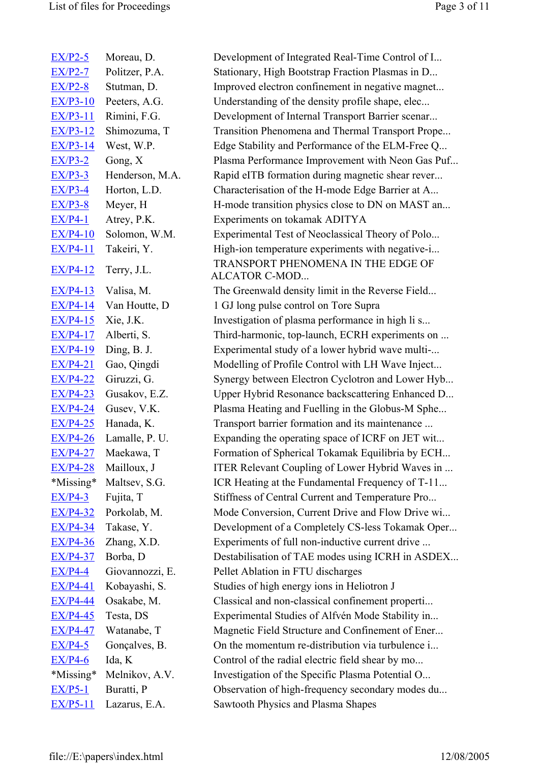| | | |
|---|---|---|
| EX/P2-5 | Moreau, D. | Development of Integrated Real-Time Control of I... |
| EX/P2-7 | Politzer, P.A. | Stationary, High Bootstrap Fraction Plasmas in D... |
| EX/P2-8 | Stutman, D. | Improved electron confinement in negative magnet... |
| EX/P3-10 | Peeters, A.G. | Understanding of the density profile shape, elec... |
| EX/P3-11 | Rimini, F.G. | Development of Internal Transport Barrier scenar... |
| EX/P3-12 | Shimozuma, T | Transition Phenomena and Thermal Transport Prope... |
| EX/P3-14 | West, W.P. | Edge Stability and Performance of the ELM-Free Q... |
| EX/P3-2 | Gong, X | Plasma Performance Improvement with Neon Gas Puf... |
| EX/P3-3 | Henderson, M.A. | Rapid eITB formation during magnetic shear rever... |
| EX/P3-4 | Horton, L.D. | Characterisation of the H-mode Edge Barrier at A... |
| EX/P3-8 | Meyer, H | H-mode transition physics close to DN on MAST an... |
| EX/P4-1 | Atrey, P.K. | Experiments on tokamak ADITYA |
| EX/P4-10 | Solomon, W.M. | Experimental Test of Neoclassical Theory of Polo... |
| EX/P4-11 | Takeiri, Y. | High-ion temperature experiments with negative-i... |
| EX/P4-12 | Terry, J.L. | TRANSPORT PHENOMENA IN THE EDGE OF ALCATOR C-MOD... |
| EX/P4-13 | Valisa, M. | The Greenwald density limit in the Reverse Field... |
| EX/P4-14 | Van Houtte, D | 1 GJ long pulse control on Tore Supra |
| EX/P4-15 | Xie, J.K. | Investigation of plasma performance in high li s... |
| EX/P4-17 | Alberti, S. | Third-harmonic, top-launch, ECRH experiments on ... |
| EX/P4-19 | Ding, B. J. | Experimental study of a lower hybrid wave multi-... |
| EX/P4-21 | Gao, Qingdi | Modelling of Profile Control with LH Wave Inject... |
| EX/P4-22 | Giruzzi, G. | Synergy between Electron Cyclotron and Lower Hyb... |
| EX/P4-23 | Gusakov, E.Z. | Upper Hybrid Resonance backscattering Enhanced D... |
| EX/P4-24 | Gusev, V.K. | Plasma Heating and Fuelling in the Globus-M Sphe... |
| EX/P4-25 | Hanada, K. | Transport barrier formation and its maintenance ... |
| EX/P4-26 | Lamalle, P. U. | Expanding the operating space of ICRF on JET wit... |
| EX/P4-27 | Maekawa, T | Formation of Spherical Tokamak Equilibria by ECH... |
| EX/P4-28 | Mailloux, J | ITER Relevant Coupling of Lower Hybrid Waves in ... |
| *Missing* | Maltsev, S.G. | ICR Heating at the Fundamental Frequency of T-11... |
| EX/P4-3 | Fujita, T | Stiffness of Central Current and Temperature Pro... |
| EX/P4-32 | Porkolab, M. | Mode Conversion, Current Drive and Flow Drive wi... |
| EX/P4-34 | Takase, Y. | Development of a Completely CS-less Tokamak Oper... |
| EX/P4-36 | Zhang, X.D. | Experiments of full non-inductive current drive ... |
| EX/P4-37 | Borba, D | Destabilisation of TAE modes using ICRH in ASDEX... |
| EX/P4-4 | Giovannozzi, E. | Pellet Ablation in FTU discharges |
| EX/P4-41 | Kobayashi, S. | Studies of high energy ions in Heliotron J |
| EX/P4-44 | Osakabe, M. | Classical and non-classical confinement properti... |
| EX/P4-45 | Testa, DS | Experimental Studies of Alfvén Mode Stability in... |
| EX/P4-47 | Watanabe, T | Magnetic Field Structure and Confinement of Ener... |
| EX/P4-5 | Gonçalves, B. | On the momentum re-distribution via turbulence i... |
| EX/P4-6 | Ida, K | Control of the radial electric field shear by mo... |
| *Missing* | Melnikov, A.V. | Investigation of the Specific Plasma Potential O... |
| EX/P5-1 | Buratti, P | Observation of high-frequency secondary modes du... |
| EX/P5-11 | Lazarus, E.A. | Sawtooth Physics and Plasma Shapes |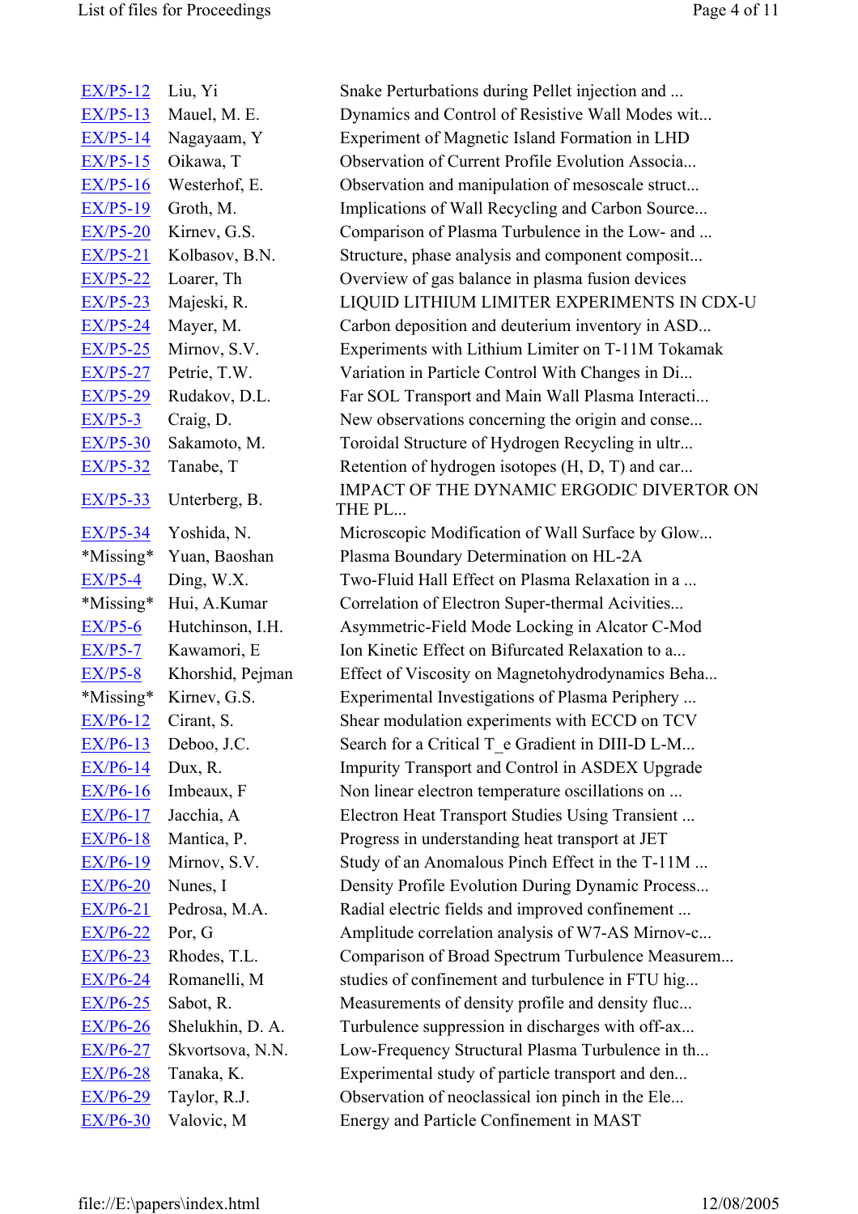| | | |
|---|---|---|
| EX/P5-12 | Liu, Yi | Snake Perturbations during Pellet injection and ... |
| EX/P5-13 | Mauel, M. E. | Dynamics and Control of Resistive Wall Modes wit... |
| EX/P5-14 | Nagayaam, Y | Experiment of Magnetic Island Formation in LHD |
| EX/P5-15 | Oikawa, T | Observation of Current Profile Evolution Associa... |
| EX/P5-16 | Westerhof, E. | Observation and manipulation of mesoscale struct... |
| EX/P5-19 | Groth, M. | Implications of Wall Recycling and Carbon Source... |
| EX/P5-20 | Kirnev, G.S. | Comparison of Plasma Turbulence in the Low- and ... |
| EX/P5-21 | Kolbasov, B.N. | Structure, phase analysis and component composit... |
| EX/P5-22 | Loarer, Th | Overview of gas balance in plasma fusion devices |
| EX/P5-23 | Majeski, R. | LIQUID LITHIUM LIMITER EXPERIMENTS IN CDX-U |
| EX/P5-24 | Mayer, M. | Carbon deposition and deuterium inventory in ASD... |
| EX/P5-25 | Mirnov, S.V. | Experiments with Lithium Limiter on T-11M Tokamak |
| EX/P5-27 | Petrie, T.W. | Variation in Particle Control With Changes in Di... |
| EX/P5-29 | Rudakov, D.L. | Far SOL Transport and Main Wall Plasma Interacti... |
| EX/P5-3 | Craig, D. | New observations concerning the origin and conse... |
| EX/P5-30 | Sakamoto, M. | Toroidal Structure of Hydrogen Recycling in ultr... |
| EX/P5-32 | Tanabe, T | Retention of hydrogen isotopes (H, D, T) and car... |
| EX/P5-33 | Unterberg, B. | IMPACT OF THE DYNAMIC ERGODIC DIVERTOR ON THE PL... |
| EX/P5-34 | Yoshida, N. | Microscopic Modification of Wall Surface by Glow... |
| *Missing* | Yuan, Baoshan | Plasma Boundary Determination on HL-2A |
| EX/P5-4 | Ding, W.X. | Two-Fluid Hall Effect on Plasma Relaxation in a ... |
| *Missing* | Hui, A.Kumar | Correlation of Electron Super-thermal Acivities... |
| EX/P5-6 | Hutchinson, I.H. | Asymmetric-Field Mode Locking in Alcator C-Mod |
| EX/P5-7 | Kawamori, E | Ion Kinetic Effect on Bifurcated Relaxation to a... |
| EX/P5-8 | Khorshid, Pejman | Effect of Viscosity on Magnetohydrodynamics Beha... |
| *Missing* | Kirnev, G.S. | Experimental Investigations of Plasma Periphery ... |
| EX/P6-12 | Cirant, S. | Shear modulation experiments with ECCD on TCV |
| EX/P6-13 | Deboo, J.C. | Search for a Critical T_e Gradient in DIII-D L-M... |
| EX/P6-14 | Dux, R. | Impurity Transport and Control in ASDEX Upgrade |
| EX/P6-16 | Imbeaux, F | Non linear electron temperature oscillations on ... |
| EX/P6-17 | Jacchia, A | Electron Heat Transport Studies Using Transient ... |
| EX/P6-18 | Mantica, P. | Progress in understanding heat transport at JET |
| EX/P6-19 | Mirnov, S.V. | Study of an Anomalous Pinch Effect in the T-11M ... |
| EX/P6-20 | Nunes, I | Density Profile Evolution During Dynamic Process... |
| EX/P6-21 | Pedrosa, M.A. | Radial electric fields and improved confinement ... |
| EX/P6-22 | Por, G | Amplitude correlation analysis of W7-AS Mirnov-c... |
| EX/P6-23 | Rhodes, T.L. | Comparison of Broad Spectrum Turbulence Measurem... |
| EX/P6-24 | Romanelli, M | studies of confinement and turbulence in FTU hig... |
| EX/P6-25 | Sabot, R. | Measurements of density profile and density fluc... |
| EX/P6-26 | Shelukhin, D. A. | Turbulence suppression in discharges with off-ax... |
| EX/P6-27 | Skvortsova, N.N. | Low-Frequency Structural Plasma Turbulence in th... |
| EX/P6-28 | Tanaka, K. | Experimental study of particle transport and den... |
| EX/P6-29 | Taylor, R.J. | Observation of neoclassical ion pinch in the Ele... |
| EX/P6-30 | Valovic, M | Energy and Particle Confinement in MAST |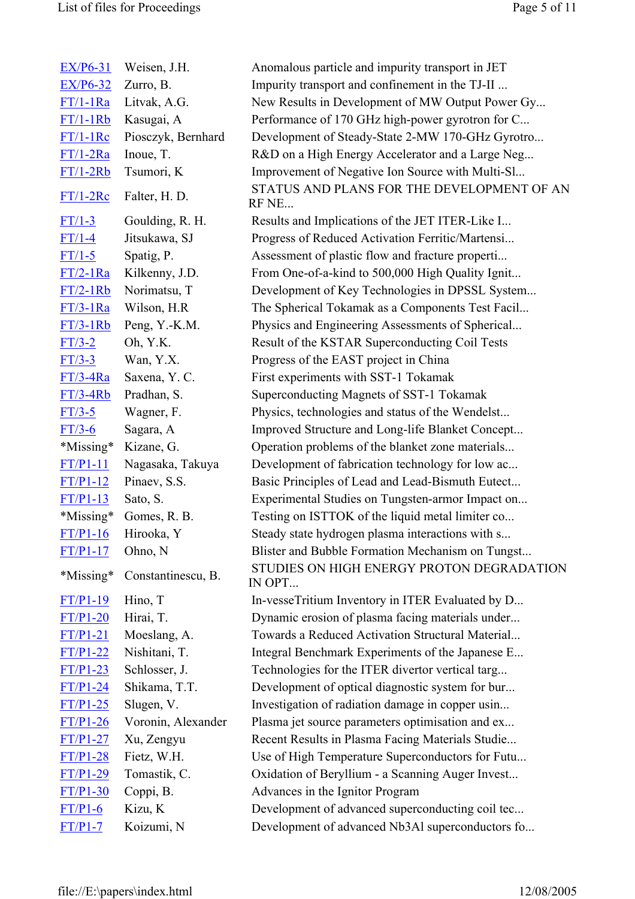| | | |
|---|---|---|
| EX/P6-31 | Weisen, J.H. | Anomalous particle and impurity transport in JET |
| EX/P6-32 | Zurro, B. | Impurity transport and confinement in the TJ-II ... |
| FT/1-1Ra | Litvak, A.G. | New Results in Development of MW Output Power Gy... |
| FT/1-1Rb | Kasugai, A | Performance of 170 GHz high-power gyrotron for C... |
| FT/1-1Rc | Piosczyk, Bernhard | Development of Steady-State 2-MW 170-GHz Gyrotro... |
| FT/1-2Ra | Inoue, T. | R&D on a High Energy Accelerator and a Large Neg... |
| FT/1-2Rb | Tsumori, K | Improvement of Negative Ion Source with Multi-Sl... |
| FT/1-2Rc | Falter, H. D. | STATUS AND PLANS FOR THE DEVELOPMENT OF AN RF NE... |
| FT/1-3 | Goulding, R. H. | Results and Implications of the JET ITER-Like I... |
| FT/1-4 | Jitsukawa, SJ | Progress of Reduced Activation Ferritic/Martensi... |
| FT/1-5 | Spatig, P. | Assessment of plastic flow and fracture properti... |
| FT/2-1Ra | Kilkenny, J.D. | From One-of-a-kind to 500,000 High Quality Ignit... |
| FT/2-1Rb | Norimatsu, T | Development of Key Technologies in DPSSL System... |
| FT/3-1Ra | Wilson, H.R | The Spherical Tokamak as a Components Test Facil... |
| FT/3-1Rb | Peng, Y.-K.M. | Physics and Engineering Assessments of Spherical... |
| FT/3-2 | Oh, Y.K. | Result of the KSTAR Superconducting Coil Tests |
| FT/3-3 | Wan, Y.X. | Progress of the EAST project in China |
| FT/3-4Ra | Saxena, Y. C. | First experiments with SST-1 Tokamak |
| FT/3-4Rb | Pradhan, S. | Superconducting Magnets of SST-1 Tokamak |
| FT/3-5 | Wagner, F. | Physics, technologies and status of the Wendelst... |
| FT/3-6 | Sagara, A | Improved Structure and Long-life Blanket Concept... |
| *Missing* | Kizane, G. | Operation problems of the blanket zone materials... |
| FT/P1-11 | Nagasaka, Takuya | Development of fabrication technology for low ac... |
| FT/P1-12 | Pinaev, S.S. | Basic Principles of Lead and Lead-Bismuth Eutect... |
| FT/P1-13 | Sato, S. | Experimental Studies on Tungsten-armor Impact on... |
| *Missing* | Gomes, R. B. | Testing on ISTTOK of the liquid metal limiter co... |
| FT/P1-16 | Hirooka, Y | Steady state hydrogen plasma interactions with s... |
| FT/P1-17 | Ohno, N | Blister and Bubble Formation Mechanism on Tungst... |
| *Missing* | Constantinescu, B. | STUDIES ON HIGH ENERGY PROTON DEGRADATION IN OPT... |
| FT/P1-19 | Hino, T | In-vesseTritium Inventory in ITER Evaluated by D... |
| FT/P1-20 | Hirai, T. | Dynamic erosion of plasma facing materials under... |
| FT/P1-21 | Moeslang, A. | Towards a Reduced Activation Structural Material... |
| FT/P1-22 | Nishitani, T. | Integral Benchmark Experiments of the Japanese E... |
| FT/P1-23 | Schlosser, J. | Technologies for the ITER divertor vertical targ... |
| FT/P1-24 | Shikama, T.T. | Development of optical diagnostic system for bur... |
| FT/P1-25 | Slugen, V. | Investigation of radiation damage in copper usin... |
| FT/P1-26 | Voronin, Alexander | Plasma jet source parameters optimisation and ex... |
| FT/P1-27 | Xu, Zengyu | Recent Results in Plasma Facing Materials Studie... |
| FT/P1-28 | Fietz, W.H. | Use of High Temperature Superconductors for Futu... |
| FT/P1-29 | Tomastik, C. | Oxidation of Beryllium - a Scanning Auger Invest... |
| FT/P1-30 | Coppi, B. | Advances in the Ignitor Program |
| FT/P1-6 | Kizu, K | Development of advanced superconducting coil tec... |
| FT/P1-7 | Koizumi, N | Development of advanced Nb3Al superconductors fo... |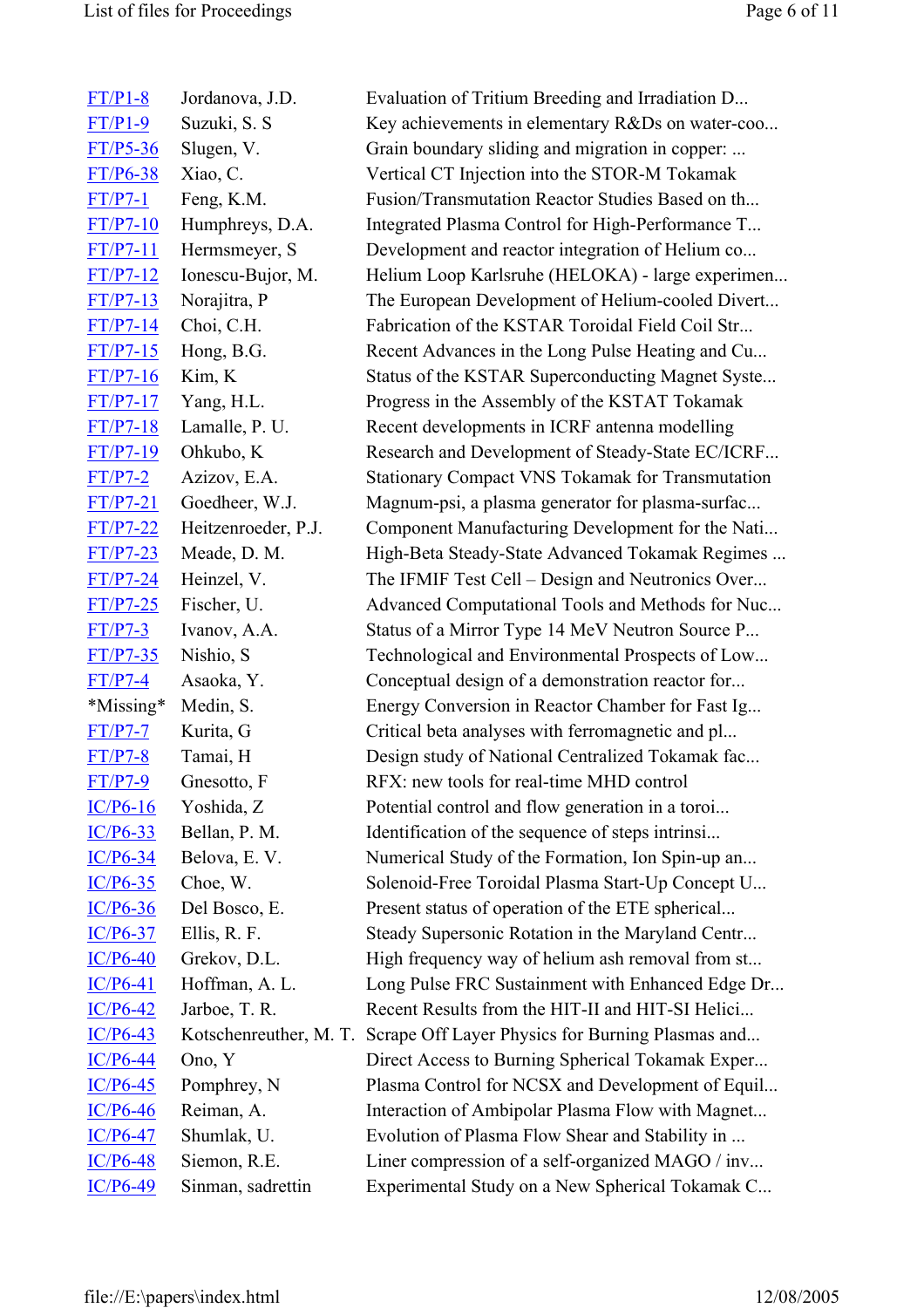| | | |
|---|---|---|
| FT/P1-8 | Jordanova, J.D. | Evaluation of Tritium Breeding and Irradiation D... |
| FT/P1-9 | Suzuki, S. S | Key achievements in elementary R&Ds on water-coo... |
| FT/P5-36 | Slugen, V. | Grain boundary sliding and migration in copper: ... |
| FT/P6-38 | Xiao, C. | Vertical CT Injection into the STOR-M Tokamak |
| FT/P7-1 | Feng, K.M. | Fusion/Transmutation Reactor Studies Based on th... |
| FT/P7-10 | Humphreys, D.A. | Integrated Plasma Control for High-Performance T... |
| FT/P7-11 | Hermsmeyer, S | Development and reactor integration of Helium co... |
| FT/P7-12 | Ionescu-Bujor, M. | Helium Loop Karlsruhe (HELOKA) - large experimen... |
| FT/P7-13 | Norajitra, P | The European Development of Helium-cooled Divert... |
| FT/P7-14 | Choi, C.H. | Fabrication of the KSTAR Toroidal Field Coil Str... |
| FT/P7-15 | Hong, B.G. | Recent Advances in the Long Pulse Heating and Cu... |
| FT/P7-16 | Kim, K | Status of the KSTAR Superconducting Magnet Syste... |
| FT/P7-17 | Yang, H.L. | Progress in the Assembly of the KSTAT Tokamak |
| FT/P7-18 | Lamalle, P. U. | Recent developments in ICRF antenna modelling |
| FT/P7-19 | Ohkubo, K | Research and Development of Steady-State EC/ICRF... |
| FT/P7-2 | Azizov, E.A. | Stationary Compact VNS Tokamak for Transmutation |
| FT/P7-21 | Goedheer, W.J. | Magnum-psi, a plasma generator for plasma-surfac... |
| FT/P7-22 | Heitzenroeder, P.J. | Component Manufacturing Development for the Nati... |
| FT/P7-23 | Meade, D. M. | High-Beta Steady-State Advanced Tokamak Regimes ... |
| FT/P7-24 | Heinzel, V. | The IFMIF Test Cell – Design and Neutronics Over... |
| FT/P7-25 | Fischer, U. | Advanced Computational Tools and Methods for Nuc... |
| FT/P7-3 | Ivanov, A.A. | Status of a Mirror Type 14 MeV Neutron Source P... |
| FT/P7-35 | Nishio, S | Technological and Environmental Prospects of Low... |
| FT/P7-4 | Asaoka, Y. | Conceptual design of a demonstration reactor for... |
| *Missing* | Medin, S. | Energy Conversion in Reactor Chamber for Fast Ig... |
| FT/P7-7 | Kurita, G | Critical beta analyses with ferromagnetic and pl... |
| FT/P7-8 | Tamai, H | Design study of National Centralized Tokamak fac... |
| FT/P7-9 | Gnesotto, F | RFX: new tools for real-time MHD control |
| IC/P6-16 | Yoshida, Z | Potential control and flow generation in a toroi... |
| IC/P6-33 | Bellan, P. M. | Identification of the sequence of steps intrinsi... |
| IC/P6-34 | Belova, E. V. | Numerical Study of the Formation, Ion Spin-up an... |
| IC/P6-35 | Choe, W. | Solenoid-Free Toroidal Plasma Start-Up Concept U... |
| IC/P6-36 | Del Bosco, E. | Present status of operation of the ETE spherical... |
| IC/P6-37 | Ellis, R. F. | Steady Supersonic Rotation in the Maryland Centr... |
| IC/P6-40 | Grekov, D.L. | High frequency way of helium ash removal from st... |
| IC/P6-41 | Hoffman, A. L. | Long Pulse FRC Sustainment with Enhanced Edge Dr... |
| IC/P6-42 | Jarboe, T. R. | Recent Results from the HIT-II and HIT-SI Helici... |
| IC/P6-43 | Kotschenreuther, M. T. | Scrape Off Layer Physics for Burning Plasmas and... |
| IC/P6-44 | Ono, Y | Direct Access to Burning Spherical Tokamak Exper... |
| IC/P6-45 | Pomphrey, N | Plasma Control for NCSX and Development of Equil... |
| IC/P6-46 | Reiman, A. | Interaction of Ambipolar Plasma Flow with Magnet... |
| IC/P6-47 | Shumlak, U. | Evolution of Plasma Flow Shear and Stability in ... |
| IC/P6-48 | Siemon, R.E. | Liner compression of a self-organized MAGO / inv... |
| IC/P6-49 | Sinman, sadrettin | Experimental Study on a New Spherical Tokamak C... |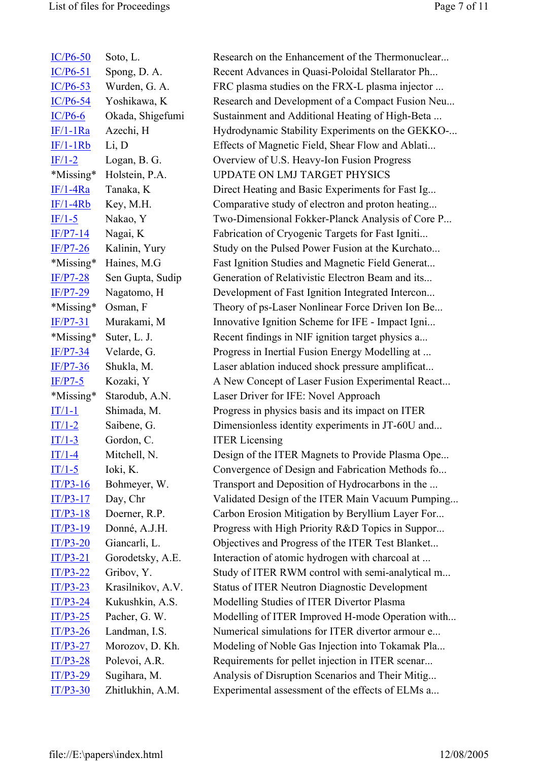| | | |
|---|---|---|
| IC/P6-50 | Soto, L. | Research on the Enhancement of the Thermonuclear... |
| IC/P6-51 | Spong, D. A. | Recent Advances in Quasi-Poloidal Stellarator Ph... |
| IC/P6-53 | Wurden, G. A. | FRC plasma studies on the FRX-L plasma injector ... |
| IC/P6-54 | Yoshikawa, K | Research and Development of a Compact Fusion Neu... |
| IC/P6-6 | Okada, Shigefumi | Sustainment and Additional Heating of High-Beta ... |
| IF/1-1Ra | Azechi, H | Hydrodynamic Stability Experiments on the GEKKO-... |
| IF/1-1Rb | Li, D | Effects of Magnetic Field, Shear Flow and Ablati... |
| IF/1-2 | Logan, B. G. | Overview of U.S. Heavy-Ion Fusion Progress |
| *Missing* | Holstein, P.A. | UPDATE ON LMJ TARGET PHYSICS |
| IF/1-4Ra | Tanaka, K | Direct Heating and Basic Experiments for Fast Ig... |
| IF/1-4Rb | Key, M.H. | Comparative study of electron and proton heating... |
| IF/1-5 | Nakao, Y | Two-Dimensional Fokker-Planck Analysis of Core P... |
| IF/P7-14 | Nagai, K | Fabrication of Cryogenic Targets for Fast Igniti... |
| IF/P7-26 | Kalinin, Yury | Study on the Pulsed Power Fusion at the Kurchato... |
| *Missing* | Haines, M.G | Fast Ignition Studies and Magnetic Field Generat... |
| IF/P7-28 | Sen Gupta, Sudip | Generation of Relativistic Electron Beam and its... |
| IF/P7-29 | Nagatomo, H | Development of Fast Ignition Integrated Intercon... |
| *Missing* | Osman, F | Theory of ps-Laser Nonlinear Force Driven Ion Be... |
| IF/P7-31 | Murakami, M | Innovative Ignition Scheme for IFE - Impact Igni... |
| *Missing* | Suter, L. J. | Recent findings in NIF ignition target physics a... |
| IF/P7-34 | Velarde, G. | Progress in Inertial Fusion Energy Modelling at ... |
| IF/P7-36 | Shukla, M. | Laser ablation induced shock pressure amplificat... |
| IF/P7-5 | Kozaki, Y | A New Concept of Laser Fusion Experimental React... |
| *Missing* | Starodub, A.N. | Laser Driver for IFE: Novel Approach |
| IT/1-1 | Shimada, M. | Progress in physics basis and its impact on ITER |
| IT/1-2 | Saibene, G. | Dimensionless identity experiments in JT-60U and... |
| IT/1-3 | Gordon, C. | ITER Licensing |
| IT/1-4 | Mitchell, N. | Design of the ITER Magnets to Provide Plasma Ope... |
| IT/1-5 | Ioki, K. | Convergence of Design and Fabrication Methods fo... |
| IT/P3-16 | Bohmeyer, W. | Transport and Deposition of Hydrocarbons in the ... |
| IT/P3-17 | Day, Chr | Validated Design of the ITER Main Vacuum Pumping... |
| IT/P3-18 | Doerner, R.P. | Carbon Erosion Mitigation by Beryllium Layer For... |
| IT/P3-19 | Donné, A.J.H. | Progress with High Priority R&D Topics in Suppor... |
| IT/P3-20 | Giancarli, L. | Objectives and Progress of the ITER Test Blanket... |
| IT/P3-21 | Gorodetsky, A.E. | Interaction of atomic hydrogen with charcoal at ... |
| IT/P3-22 | Gribov, Y. | Study of ITER RWM control with semi-analytical m... |
| IT/P3-23 | Krasilnikov, A.V. | Status of ITER Neutron Diagnostic Development |
| IT/P3-24 | Kukushkin, A.S. | Modelling Studies of ITER Divertor Plasma |
| IT/P3-25 | Pacher, G. W. | Modelling of ITER Improved H-mode Operation with... |
| IT/P3-26 | Landman, I.S. | Numerical simulations for ITER divertor armour e... |
| IT/P3-27 | Morozov, D. Kh. | Modeling of Noble Gas Injection into Tokamak Pla... |
| IT/P3-28 | Polevoi, A.R. | Requirements for pellet injection in ITER scenar... |
| IT/P3-29 | Sugihara, M. | Analysis of Disruption Scenarios and Their Mitig... |
| IT/P3-30 | Zhitlukhin, A.M. | Experimental assessment of the effects of ELMs a... |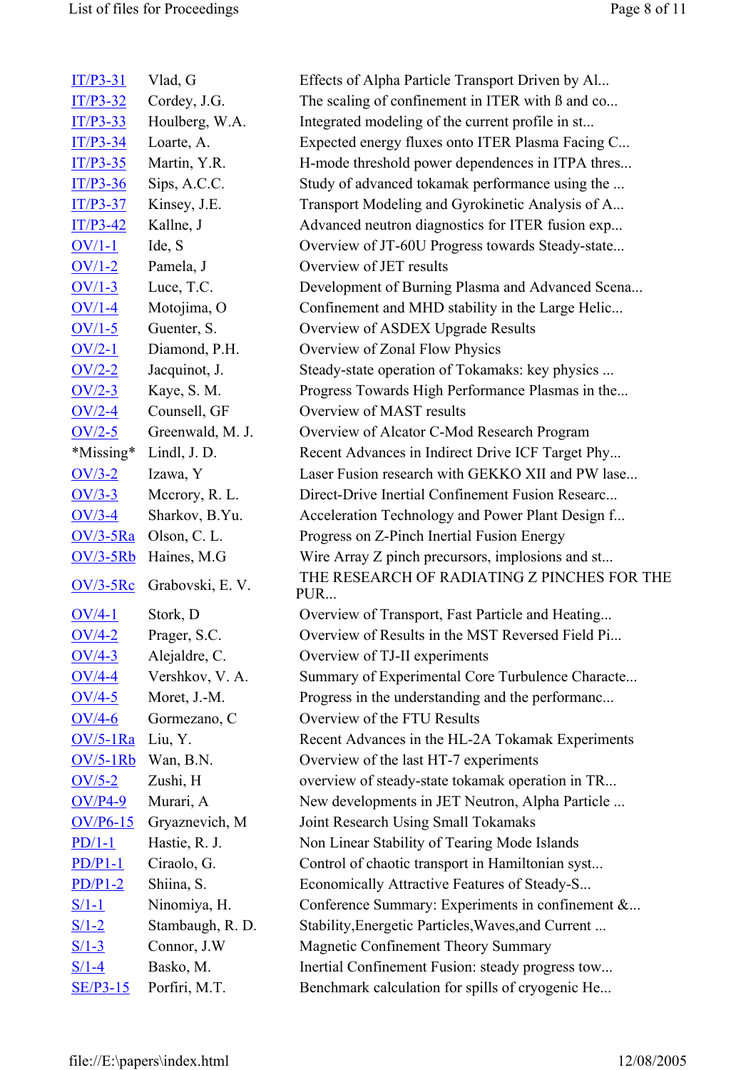| | | |
|---|---|---|
| IT/P3-31 | Vlad, G | Effects of Alpha Particle Transport Driven by Al... |
| IT/P3-32 | Cordey, J.G. | The scaling of confinement in ITER with ß and co... |
| IT/P3-33 | Houlberg, W.A. | Integrated modeling of the current profile in st... |
| IT/P3-34 | Loarte, A. | Expected energy fluxes onto ITER Plasma Facing C... |
| IT/P3-35 | Martin, Y.R. | H-mode threshold power dependences in ITPA thres... |
| IT/P3-36 | Sips, A.C.C. | Study of advanced tokamak performance using the ... |
| IT/P3-37 | Kinsey, J.E. | Transport Modeling and Gyrokinetic Analysis of A... |
| IT/P3-42 | Kallne, J | Advanced neutron diagnostics for ITER fusion exp... |
| OV/1-1 | Ide, S | Overview of JT-60U Progress towards Steady-state... |
| OV/1-2 | Pamela, J | Overview of JET results |
| OV/1-3 | Luce, T.C. | Development of Burning Plasma and Advanced Scena... |
| OV/1-4 | Motojima, O | Confinement and MHD stability in the Large Helic... |
| OV/1-5 | Guenter, S. | Overview of ASDEX Upgrade Results |
| OV/2-1 | Diamond, P.H. | Overview of Zonal Flow Physics |
| OV/2-2 | Jacquinot, J. | Steady-state operation of Tokamaks: key physics ... |
| OV/2-3 | Kaye, S. M. | Progress Towards High Performance Plasmas in the... |
| OV/2-4 | Counsell, GF | Overview of MAST results |
| OV/2-5 | Greenwald, M. J. | Overview of Alcator C-Mod Research Program |
| *Missing* | Lindl, J. D. | Recent Advances in Indirect Drive ICF Target Phy... |
| OV/3-2 | Izawa, Y | Laser Fusion research with GEKKO XII and PW lase... |
| OV/3-3 | Mccrory, R. L. | Direct-Drive Inertial Confinement Fusion Researc... |
| OV/3-4 | Sharkov, B.Yu. | Acceleration Technology and Power Plant Design f... |
| OV/3-5Ra | Olson, C. L. | Progress on Z-Pinch Inertial Fusion Energy |
| OV/3-5Rb | Haines, M.G | Wire Array Z pinch precursors, implosions and st... |
| OV/3-5Rc | Grabovski, E. V. | THE RESEARCH OF RADIATING Z PINCHES FOR THE PUR... |
| OV/4-1 | Stork, D | Overview of Transport, Fast Particle and Heating... |
| OV/4-2 | Prager, S.C. | Overview of Results in the MST Reversed Field Pi... |
| OV/4-3 | Alejaldre, C. | Overview of TJ-II experiments |
| OV/4-4 | Vershkov, V. A. | Summary of Experimental Core Turbulence Characte... |
| OV/4-5 | Moret, J.-M. | Progress in the understanding and the performanc... |
| OV/4-6 | Gormezano, C | Overview of the FTU Results |
| OV/5-1Ra | Liu, Y. | Recent Advances in the HL-2A Tokamak Experiments |
| OV/5-1Rb | Wan, B.N. | Overview of the last HT-7 experiments |
| OV/5-2 | Zushi, H | overview of steady-state tokamak operation in TR... |
| OV/P4-9 | Murari, A | New developments in JET Neutron, Alpha Particle ... |
| OV/P6-15 | Gryaznevich, M | Joint Research Using Small Tokamaks |
| PD/1-1 | Hastie, R. J. | Non Linear Stability of Tearing Mode Islands |
| PD/P1-1 | Ciraolo, G. | Control of chaotic transport in Hamiltonian syst... |
| PD/P1-2 | Shiina, S. | Economically Attractive Features of Steady-S... |
| S/1-1 | Ninomiya, H. | Conference Summary: Experiments in confinement &... |
| S/1-2 | Stambaugh, R. D. | Stability,Energetic Particles,Waves,and Current ... |
| S/1-3 | Connor, J.W | Magnetic Confinement Theory Summary |
| S/1-4 | Basko, M. | Inertial Confinement Fusion: steady progress tow... |
| SE/P3-15 | Porfiri, M.T. | Benchmark calculation for spills of cryogenic He... |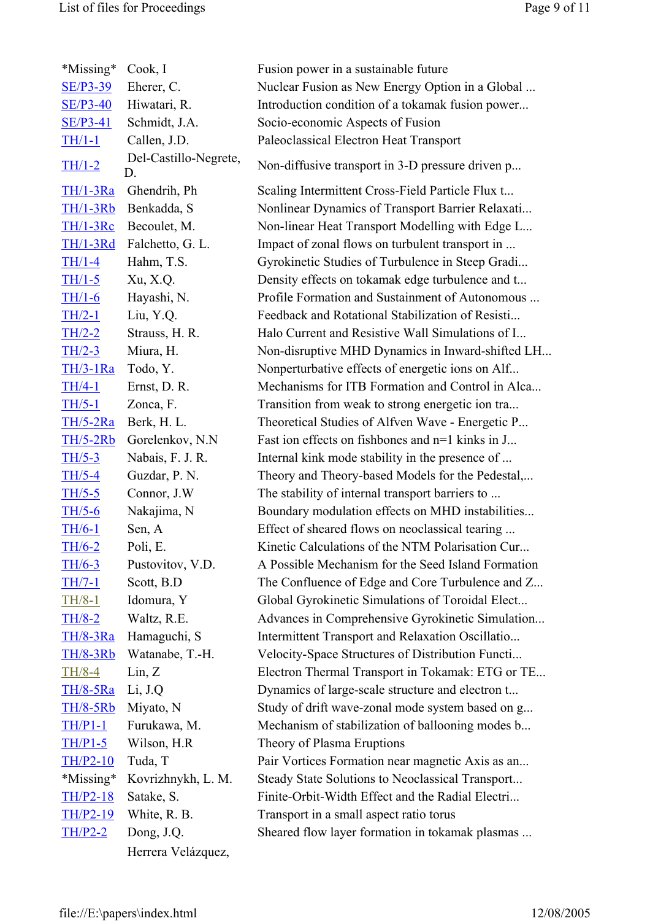| | | |
|---|---|---|
| *Missing* | Cook, I | Fusion power in a sustainable future |
| SE/P3-39 | Eherer, C. | Nuclear Fusion as New Energy Option in a Global ... |
| SE/P3-40 | Hiwatari, R. | Introduction condition of a tokamak fusion power... |
| SE/P3-41 | Schmidt, J.A. | Socio-economic Aspects of Fusion |
| TH/1-1 | Callen, J.D. | Paleoclassical Electron Heat Transport |
| TH/1-2 | Del-Castillo-Negrete, D. | Non-diffusive transport in 3-D pressure driven p... |
| TH/1-3Ra | Ghendrih, Ph | Scaling Intermittent Cross-Field Particle Flux t... |
| TH/1-3Rb | Benkadda, S | Nonlinear Dynamics of Transport Barrier Relaxati... |
| TH/1-3Rc | Becoulet, M. | Non-linear Heat Transport Modelling with Edge L... |
| TH/1-3Rd | Falchetto, G. L. | Impact of zonal flows on turbulent transport in ... |
| TH/1-4 | Hahm, T.S. | Gyrokinetic Studies of Turbulence in Steep Gradi... |
| TH/1-5 | Xu, X.Q. | Density effects on tokamak edge turbulence and t... |
| TH/1-6 | Hayashi, N. | Profile Formation and Sustainment of Autonomous ... |
| TH/2-1 | Liu, Y.Q. | Feedback and Rotational Stabilization of Resisti... |
| TH/2-2 | Strauss, H. R. | Halo Current and Resistive Wall Simulations of I... |
| TH/2-3 | Miura, H. | Non-disruptive MHD Dynamics in Inward-shifted LH... |
| TH/3-1Ra | Todo, Y. | Nonperturbative effects of energetic ions on Alf... |
| TH/4-1 | Ernst, D. R. | Mechanisms for ITB Formation and Control in Alca... |
| TH/5-1 | Zonca, F. | Transition from weak to strong energetic ion tra... |
| TH/5-2Ra | Berk, H. L. | Theoretical Studies of Alfven Wave - Energetic P... |
| TH/5-2Rb | Gorelenkov, N.N | Fast ion effects on fishbones and n=1 kinks in J... |
| TH/5-3 | Nabais, F. J. R. | Internal kink mode stability in the presence of ... |
| TH/5-4 | Guzdar, P. N. | Theory and Theory-based Models for the Pedestal,... |
| TH/5-5 | Connor, J.W | The stability of internal transport barriers to ... |
| TH/5-6 | Nakajima, N | Boundary modulation effects on MHD instabilities... |
| TH/6-1 | Sen, A | Effect of sheared flows on neoclassical tearing ... |
| TH/6-2 | Poli, E. | Kinetic Calculations of the NTM Polarisation Cur... |
| TH/6-3 | Pustovitov, V.D. | A Possible Mechanism for the Seed Island Formation |
| TH/7-1 | Scott, B.D | The Confluence of Edge and Core Turbulence and Z... |
| TH/8-1 | Idomura, Y | Global Gyrokinetic Simulations of Toroidal Elect... |
| TH/8-2 | Waltz, R.E. | Advances in Comprehensive Gyrokinetic Simulation... |
| TH/8-3Ra | Hamaguchi, S | Intermittent Transport and Relaxation Oscillatio... |
| TH/8-3Rb | Watanabe, T.-H. | Velocity-Space Structures of Distribution Functi... |
| TH/8-4 | Lin, Z | Electron Thermal Transport in Tokamak: ETG or TE... |
| TH/8-5Ra | Li, J.Q | Dynamics of large-scale structure and electron t... |
| TH/8-5Rb | Miyato, N | Study of drift wave-zonal mode system based on g... |
| TH/P1-1 | Furukawa, M. | Mechanism of stabilization of ballooning modes b... |
| TH/P1-5 | Wilson, H.R | Theory of Plasma Eruptions |
| TH/P2-10 | Tuda, T | Pair Vortices Formation near magnetic Axis as an... |
| *Missing* | Kovrizhnykh, L. M. | Steady State Solutions to Neoclassical Transport... |
| TH/P2-18 | Satake, S. | Finite-Orbit-Width Effect and the Radial Electri... |
| TH/P2-19 | White, R. B. | Transport in a small aspect ratio torus |
| TH/P2-2 | Dong, J.Q. | Sheared flow layer formation in tokamak plasmas ... |
| | Herrera Velázquez, | |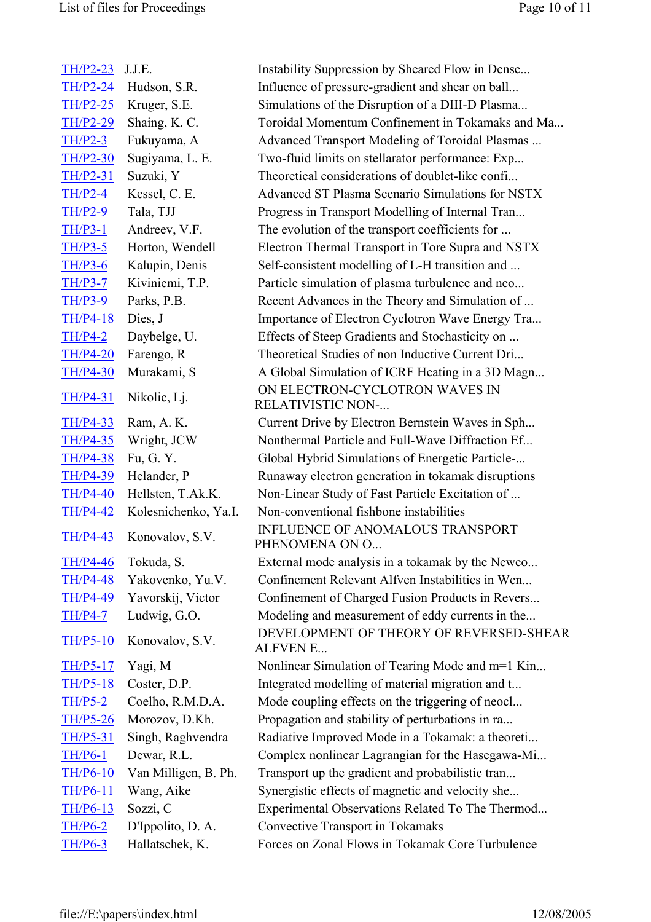| | | |
|---|---|---|
| TH/P2-23 | J.J.E. | Instability Suppression by Sheared Flow in Dense... |
| TH/P2-24 | Hudson, S.R. | Influence of pressure-gradient and shear on ball... |
| TH/P2-25 | Kruger, S.E. | Simulations of the Disruption of a DIII-D Plasma... |
| TH/P2-29 | Shaing, K. C. | Toroidal Momentum Confinement in Tokamaks and Ma... |
| TH/P2-3 | Fukuyama, A | Advanced Transport Modeling of Toroidal Plasmas ... |
| TH/P2-30 | Sugiyama, L. E. | Two-fluid limits on stellarator performance: Exp... |
| TH/P2-31 | Suzuki, Y | Theoretical considerations of doublet-like confi... |
| TH/P2-4 | Kessel, C. E. | Advanced ST Plasma Scenario Simulations for NSTX |
| TH/P2-9 | Tala, TJJ | Progress in Transport Modelling of Internal Tran... |
| TH/P3-1 | Andreev, V.F. | The evolution of the transport coefficients for ... |
| TH/P3-5 | Horton, Wendell | Electron Thermal Transport in Tore Supra and NSTX |
| TH/P3-6 | Kalupin, Denis | Self-consistent modelling of L-H transition and ... |
| TH/P3-7 | Kiviniemi, T.P. | Particle simulation of plasma turbulence and neo... |
| TH/P3-9 | Parks, P.B. | Recent Advances in the Theory and Simulation of ... |
| TH/P4-18 | Dies, J | Importance of Electron Cyclotron Wave Energy Tra... |
| TH/P4-2 | Daybelge, U. | Effects of Steep Gradients and Stochasticity on ... |
| TH/P4-20 | Farengo, R | Theoretical Studies of non Inductive Current Dri... |
| TH/P4-30 | Murakami, S | A Global Simulation of ICRF Heating in a 3D Magn... |
| TH/P4-31 | Nikolic, Lj. | ON ELECTRON-CYCLOTRON WAVES IN RELATIVISTIC NON-... |
| TH/P4-33 | Ram, A. K. | Current Drive by Electron Bernstein Waves in Sph... |
| TH/P4-35 | Wright, JCW | Nonthermal Particle and Full-Wave Diffraction Ef... |
| TH/P4-38 | Fu, G. Y. | Global Hybrid Simulations of Energetic Particle-... |
| TH/P4-39 | Helander, P | Runaway electron generation in tokamak disruptions |
| TH/P4-40 | Hellsten, T.Ak.K. | Non-Linear Study of Fast Particle Excitation of ... |
| TH/P4-42 | Kolesnichenko, Ya.I. | Non-conventional fishbone instabilities |
| TH/P4-43 | Konovalov, S.V. | INFLUENCE OF ANOMALOUS TRANSPORT PHENOMENA ON O... |
| TH/P4-46 | Tokuda, S. | External mode analysis in a tokamak by the Newco... |
| TH/P4-48 | Yakovenko, Yu.V. | Confinement Relevant Alfven Instabilities in Wen... |
| TH/P4-49 | Yavorskij, Victor | Confinement of Charged Fusion Products in Revers... |
| TH/P4-7 | Ludwig, G.O. | Modeling and measurement of eddy currents in the... |
| TH/P5-10 | Konovalov, S.V. | DEVELOPMENT OF THEORY OF REVERSED-SHEAR ALFVEN E... |
| TH/P5-17 | Yagi, M | Nonlinear Simulation of Tearing Mode and m=1 Kin... |
| TH/P5-18 | Coster, D.P. | Integrated modelling of material migration and t... |
| TH/P5-2 | Coelho, R.M.D.A. | Mode coupling effects on the triggering of neocl... |
| TH/P5-26 | Morozov, D.Kh. | Propagation and stability of perturbations in ra... |
| TH/P5-31 | Singh, Raghvendra | Radiative Improved Mode in a Tokamak: a theoreti... |
| TH/P6-1 | Dewar, R.L. | Complex nonlinear Lagrangian for the Hasegawa-Mi... |
| TH/P6-10 | Van Milligen, B. Ph. | Transport up the gradient and probabilistic tran... |
| TH/P6-11 | Wang, Aike | Synergistic effects of magnetic and velocity she... |
| TH/P6-13 | Sozzi, C | Experimental Observations Related To The Thermod... |
| TH/P6-2 | D'Ippolito, D. A. | Convective Transport in Tokamaks |
| TH/P6-3 | Hallatschek, K. | Forces on Zonal Flows in Tokamak Core Turbulence |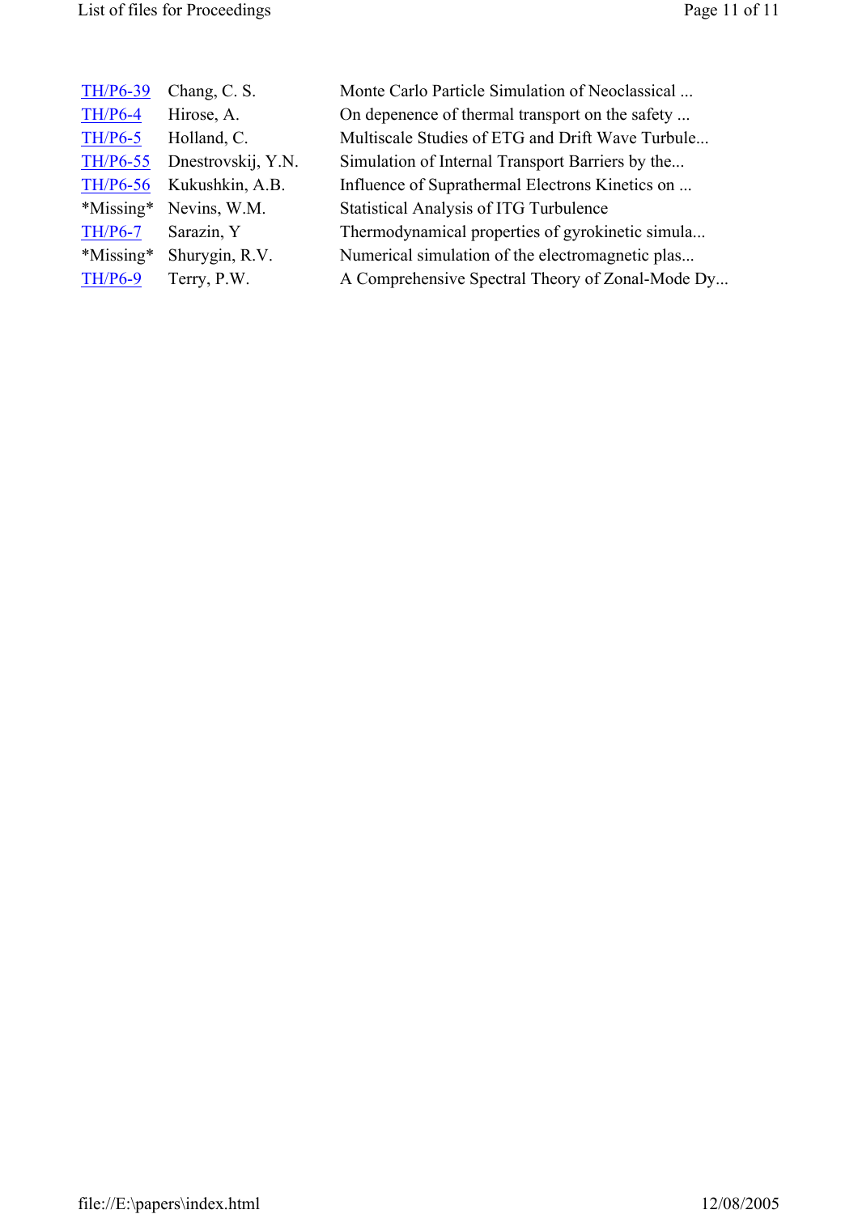| | | |
|---|---|---|
| TH/P6-39 | Chang, C. S. | Monte Carlo Particle Simulation of Neoclassical ... |
| TH/P6-4 | Hirose, A. | On depenence of thermal transport on the safety ... |
| TH/P6-5 | Holland, C. | Multiscale Studies of ETG and Drift Wave Turbule... |
| TH/P6-55 | Dnestrovskij, Y.N. | Simulation of Internal Transport Barriers by the... |
| TH/P6-56 | Kukushkin, A.B. | Influence of Suprathermal Electrons Kinetics on ... |
| *Missing* | Nevins, W.M. | Statistical Analysis of ITG Turbulence |
| TH/P6-7 | Sarazin, Y | Thermodynamical properties of gyrokinetic simula... |
| *Missing* | Shurygin, R.V. | Numerical simulation of the electromagnetic plas... |
| TH/P6-9 | Terry, P.W. | A Comprehensive Spectral Theory of Zonal-Mode Dy... |